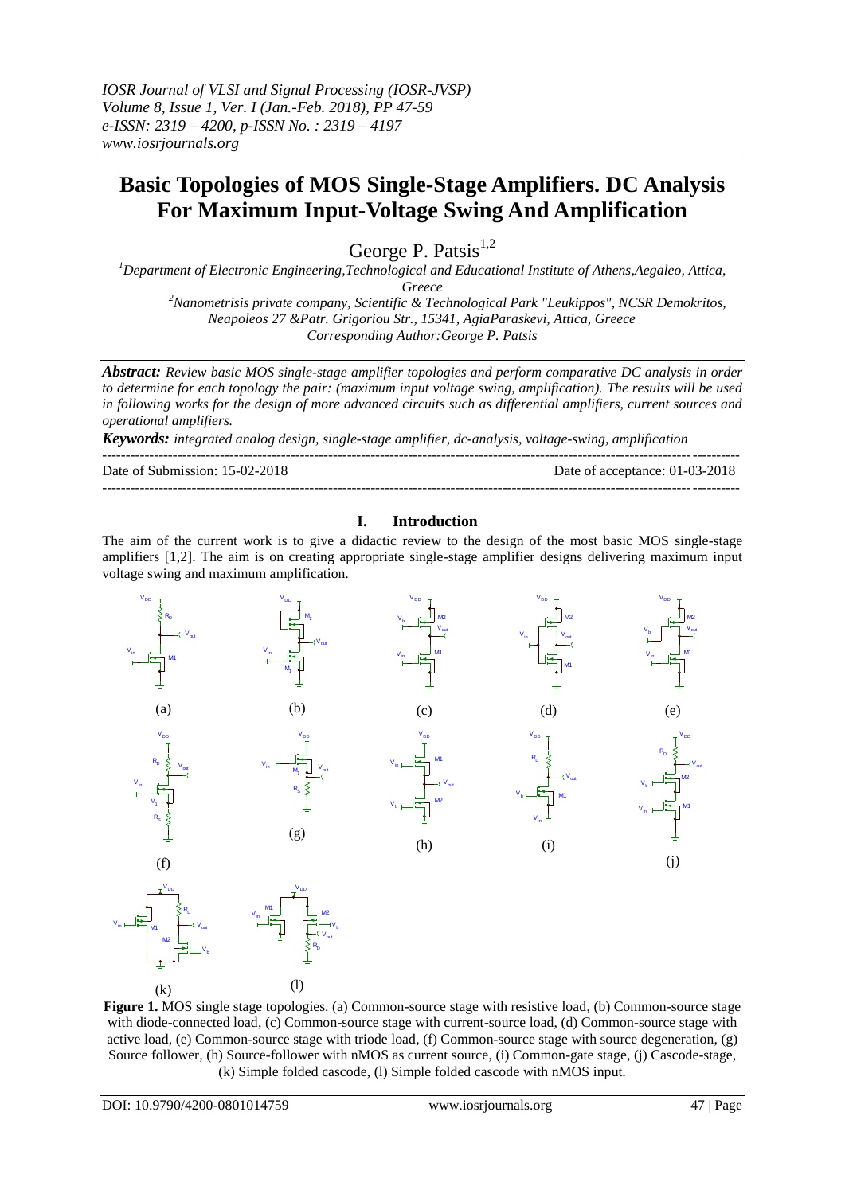# Basic Topologies of MOS Single-Stage Amplifiers. DC Analysis For Maximum Input-Voltage Swing And Amplification

George P. Patsis[1,2]

[1]Department of Electronic Engineering,Technological and Educational Institute of Athens,Aegaleo, Attica, Greece

[2]Nanometrisis private company, Scientific & Technological Park "Leukippos", NCSR Demokritos, Neapoleos 27 &Patr. Grigoriou Str., 15341, AgiaParaskevi, Attica, Greece

Corresponding Author:George P. Patsis

***Abstract:*** *Review basic MOS single-stage amplifier topologies and perform comparative DC analysis in order to determine for each topology the pair: (maximum input voltage swing, amplification). The results will be used in following works for the design of more advanced circuits such as differential amplifiers, current sources and operational amplifiers.*

***Keywords:*** *integrated analog design, single-stage amplifier, dc-analysis, voltage-swing, amplification*

---

Date of Submission: 15-02-2018 | Date of acceptance: 01-03-2018

---

## I. Introduction

The aim of the current work is to give a didactic review to the design of the most basic MOS single-stage amplifiers [1,2]. The aim is on creating appropriate single-stage amplifier designs delivering maximum input voltage swing and maximum amplification.

**Figure 1.** MOS single stage topologies. (a) Common-source stage with resistive load, (b) Common-source stage with diode-connected load, (c) Common-source stage with current-source load, (d) Common-source stage with active load, (e) Common-source stage with triode load, (f) Common-source stage with source degeneration, (g) Source follower, (h) Source-follower with nMOS as current source, (i) Common-gate stage, (j) Cascode-stage, (k) Simple folded cascode, (l) Simple folded cascode with nMOS input.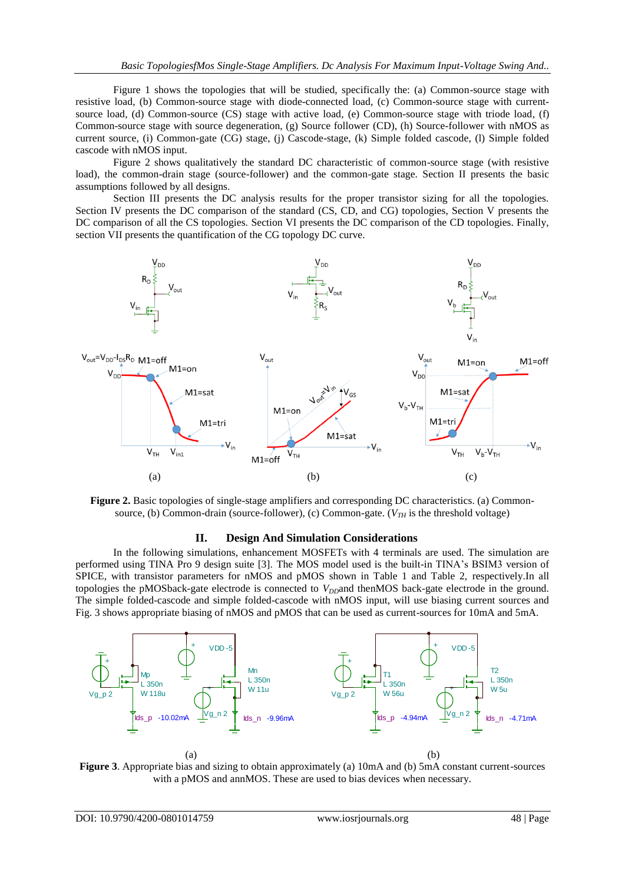Figure 1 shows the topologies that will be studied, specifically the: (a) Common-source stage with resistive load, (b) Common-source stage with diode-connected load, (c) Common-source stage with current-source load, (d) Common-source (CS) stage with active load, (e) Common-source stage with triode load, (f) Common-source stage with source degeneration, (g) Source follower (CD), (h) Source-follower with nMOS as current source, (i) Common-gate (CG) stage, (j) Cascode-stage, (k) Simple folded cascode, (l) Simple folded cascode with nMOS input.

Figure 2 shows qualitatively the standard DC characteristic of common-source stage (with resistive load), the common-drain stage (source-follower) and the common-gate stage. Section II presents the basic assumptions followed by all designs.

Section III presents the DC analysis results for the proper transistor sizing for all the topologies. Section IV presents the DC comparison of the standard (CS, CD, and CG) topologies, Section V presents the DC comparison of all the CS topologies. Section VI presents the DC comparison of the CD topologies. Finally, section VII presents the quantification of the CG topology DC curve.

**Figure 2.** Basic topologies of single-stage amplifiers and corresponding DC characteristics. (a) Common-source, (b) Common-drain (source-follower), (c) Common-gate. ($V_{TH}$ is the threshold voltage)

## II. Design And Simulation Considerations

In the following simulations, enhancement MOSFETs with 4 terminals are used. The simulation are performed using TINA Pro 9 design suite [3]. The MOS model used is the built-in TINA's BSIM3 version of SPICE, with transistor parameters for nMOS and pMOS shown in Table 1 and Table 2, respectively.In all topologies the pMOSback-gate electrode is connected to $V_{DD}$and thenMOS back-gate electrode in the ground. The simple folded-cascode and simple folded-cascode with nMOS input, will use biasing current sources and Fig. 3 shows appropriate biasing of nMOS and pMOS that can be used as current-sources for 10mA and 5mA.

**Figure 3**. Appropriate bias and sizing to obtain approximately (a) 10mA and (b) 5mA constant current-sources with a pMOS and annMOS. These are used to bias devices when necessary.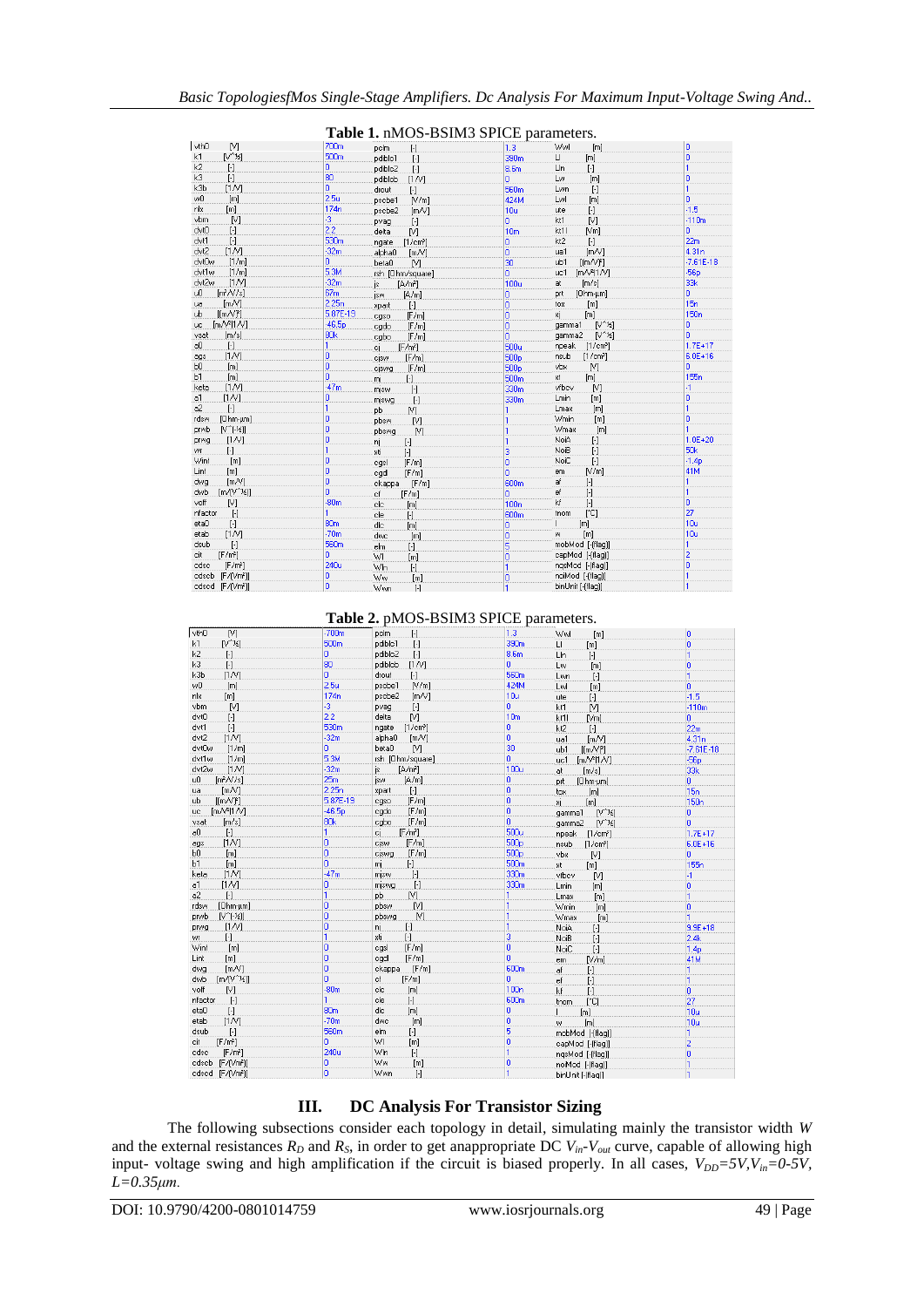**Table 1.** nMOS-BSIM3 SPICE parameters.

| Parameter | Value | Parameter | Value | Parameter | Value |
|---|---|---|---|---|---|
| vth0 [V] | 700m | pclm [-] | 1.3 | Wwl [m] | 0 |
| k1 [V^½] | 500m | pdiblc1 [-] | 390m | Ll [m] | 0 |
| k2 [-] | 0 | pdiblc2 [-] | 8.6m | Lln [-] | 1 |
| k3 [-] | 80 | pdiblcb [1/V] | 0 | Lw [m] | 0 |
| k3b [1/V] | 0 | drout [-] | 560m | Lwn [-] | 1 |
| w0 [m] | 2.5u | pscbe1 [V/m] | 424M | Lwl [m] | 0 |
| nlx [m] | 174n | pscbe2 [m/V] | 10u | ute [-] | -1.5 |
| vbm [V] | -3 | pvag [-] | 0 | kt1 [V] | -110m |
| dvt0 [-] | 2.2 | delta [V] | 10m | kt1l [V/m] | 0 |
| dvt1 [-] | 530m | ngate [1/cm³] | 0 | kt2 [-] | 22m |
| dvt2 [1/V] | -32m | alpha0 [m/V] | 0 | ua1 [m/V] | 4.31n |
| dvt0w [1/m] | 0 | beta0 [V] | 30 | ub1 [(m/V)²] | -7.61E-18 |
| dvt1w [1/m] | 5.3M | rsh [Ohm/square] | 0 | uc1 [m/V²(1/V)] | -56p |
| dvt2w [1/V] | -32m | js [A/m²] | 100u | at [m/s] | 33k |
| u0 [m²/V/s] | 67m | jsw [A/m] | 0 | prt [Ohm-µm] | 0 |
| ua [m/V] | 2.25n | xpart [-] | 0 | tox [m] | 15n |
| ub [(m/V)²] | 5.87E-19 | cgso [F/m] | 0 | xj [m] | 150n |
| uc [m/V²(1/V)] | -46.5p | cgdo [F/m] | 0 | gamma1 [V^½] | 0 |
| vsat [m/s] | 80k | cgbo [F/m] | 0 | gamma2 [V^½] | 0 |
| a0 [-] | 1 | cj [F/m²] | 500u | npeak [1/cm³] | 1.7E+17 |
| ags [1/V] | 0 | cjsw [F/m] | 500p | nsub [1/cm³] | 6.0E+16 |
| b0 [m] | 0 | cjswg [F/m] | 500p | vbx [V] | 0 |
| b1 [m] | 0 | mj [-] | 500m | xt [m] | 155n |
| keta [1/V] | -47m | mjsw [-] | 330m | vfbcv [V] | -1 |
| a1 [1/V] | 0 | mjswg [-] | 330m | Lmin [m] | 0 |
| a2 [-] | 1 | pb [V] | 1 | Lmax [m] | 1 |
| rdsw [Ohm-µm] | 0 | pbsw [V] | 1 | Wmin [m] | 0 |
| prwb [V^(-½)] | 0 | pbswg [V] | 1 | Wmax [m] | 1 |
| prwg [1/V] | 0 | nj [-] | 1 | NoiA [-] | 1.0E+20 |
| wr [-] | 1 | xti [-] | 3 | NoiB [-] | 50k |
| Wint [m] | 0 | cgsl [F/m] | 0 | NoiC [-] | -1.4p |
| Lint [m] | 0 | cgdl [F/m] | 0 | em [V/m] | 41M |
| dwg [m/V] | 0 | ckappa [F/m] | 600m | af [-] | 1 |
| dwb [m/(V^½)] | 0 | cf [F/m] | 0 | ef [-] | 1 |
| voff [V] | -80m | clc [m] | 100n | kf [-] | 0 |
| nfactor [-] | 1 | cle [-] | 600m | tnom [°C] | 27 |
| eta0 [-] | 80m | dlc [m] | 0 | l [m] | 10u |
| etab [1/V] | -70m | dwc [m] | 0 | w [m] | 10u |
| dsub [-] | 560m | elm [-] | 5 | mobMod [-(flag)] | 1 |
| cit [F/m²] | 0 | Wl [m] | 0 | capMod [-(flag)] | 2 |
| cdsc [F/m²] | 240u | Wln [-] | 1 | nqsMod [-(flag)] | 0 |
| cdscb [F/(Vm²)] | 0 | Ww [m] | 0 | noiMod [-(flag)] | 1 |
| cdscd [F/(Vm²)] | 0 | Wwn [-] | 1 | binUnit [-(flag)] | 1 |

**Table 2.** pMOS-BSIM3 SPICE parameters.

| Parameter | Value | Parameter | Value | Parameter | Value |
|---|---|---|---|---|---|
| vth0 [V] | -700m | pclm [-] | 1.3 | Wwl [m] | 0 |
| k1 [V^½] | 500m | pdiblc1 [-] | 390m | Ll [m] | 0 |
| k2 [-] | 0 | pdiblc2 [-] | 8.6m | Lln [-] | 1 |
| k3 [-] | 80 | pdiblcb [1/V] | 0 | Lw [m] | 0 |
| k3b [1/V] | 0 | drout [-] | 560m | Lwn [-] | 1 |
| w0 [m] | 2.5u | pscbe1 [V/m] | 424M | Lwl [m] | 0 |
| nlx [m] | 174n | pscbe2 [m/V] | 10u | ute [-] | -1.5 |
| vbm [V] | -3 | pvag [-] | 0 | kt1 [V] | -110m |
| dvt0 [-] | 2.2 | delta [V] | 10m | kt1l [V/m] | 0 |
| dvt1 [-] | 530m | ngate [1/cm³] | 0 | kt2 [-] | 22m |
| dvt2 [1/V] | -32m | alpha0 [m/V] | 0 | ua1 [m/V] | 4.31n |
| dvt0w [1/m] | 0 | beta0 [V] | 30 | ub1 [(m/V)²] | -7.61E-18 |
| dvt1w [1/m] | 5.3M | rsh [Ohm/square] | 0 | uc1 [m/V²(1/V)] | -56p |
| dvt2w [1/V] | -32m | js [A/m²] | 100u | at [m/s] | 33k |
| u0 [m²/V/s] | 25m | jsw [A/m] | 0 | prt [Ohm-µm] | 0 |
| ua [m/V] | 2.25n | xpart [-] | 0 | tox [m] | 15n |
| ub [(m/V)²] | 5.87E-19 | cgso [F/m] | 0 | xj [m] | 150n |
| uc [m/V²(1/V)] | -46.5p | cgdo [F/m] | 0 | gamma1 [V^½] | 0 |
| vsat [m/s] | 80k | cgbo [F/m] | 0 | gamma2 [V^½] | 0 |
| a0 [-] | 1 | cj [F/m²] | 500u | npeak [1/cm³] | 1.7E+17 |
| ags [1/V] | 0 | cjsw [F/m] | 500p | nsub [1/cm³] | 6.0E+16 |
| b0 [m] | 0 | cjswg [F/m] | 500p | vbx [V] | 0 |
| b1 [m] | 0 | mj [-] | 500m | xt [m] | 155n |
| keta [1/V] | -47m | mjsw [-] | 330m | vfbcv [V] | -1 |
| a1 [1/V] | 0 | mjswg [-] | 330m | Lmin [m] | 0 |
| a2 [-] | 1 | pb [V] | 1 | Lmax [m] | 1 |
| rdsw [Ohm-µm] | 0 | pbsw [V] | 1 | Wmin [m] | 0 |
| prwb [V^(-½)] | 0 | pbswg [V] | 1 | Wmax [m] | 1 |
| prwg [1/V] | 0 | nj [-] | 1 | NoiA [-] | 9.9E+18 |
| wr [-] | 1 | xti [-] | 3 | NoiB [-] | 2.4k |
| Wint [m] | 0 | cgsl [F/m] | 0 | NoiC [-] | 1.4p |
| Lint [m] | 0 | cgdl [F/m] | 0 | em [V/m] | 41M |
| dwg [m/V] | 0 | ckappa [F/m] | 600m | af [-] | 1 |
| dwb [m/(V^½)] | 0 | cf [F/m] | 0 | ef [-] | 1 |
| voff [V] | -80m | clc [m] | 100n | kf [-] | 0 |
| nfactor [-] | 1 | cle [-] | 600m | tnom [°C] | 27 |
| eta0 [-] | 80m | dlc [m] | 0 | l [m] | 10u |
| etab [1/V] | -70m | dwc [m] | 0 | w [m] | 10u |
| dsub [-] | 560m | elm [-] | 5 | mobMod [-(flag)] | 1 |
| cit [F/m²] | 0 | Wl [m] | 0 | capMod [-(flag)] | 2 |
| cdsc [F/m²] | 240u | Wln [-] | 1 | nqsMod [-(flag)] | 0 |
| cdscb [F/(Vm²)] | 0 | Ww [m] | 0 | noiMod [-(flag)] | 1 |
| cdscd [F/(Vm²)] | 0 | Wwn [-] | 1 | binUnit [-(flag)] | 1 |

## III. DC Analysis For Transistor Sizing

The following subsections consider each topology in detail, simulating mainly the transistor width $W$ and the external resistances $R_D$ and $R_S$, in order to get anappropriate DC $V_{in}$-$V_{out}$ curve, capable of allowing high input- voltage swing and high amplification if the circuit is biased properly. In all cases, $V_{DD}=5V, V_{in}=0\text{-}5V$, $L=0.35\mu m$.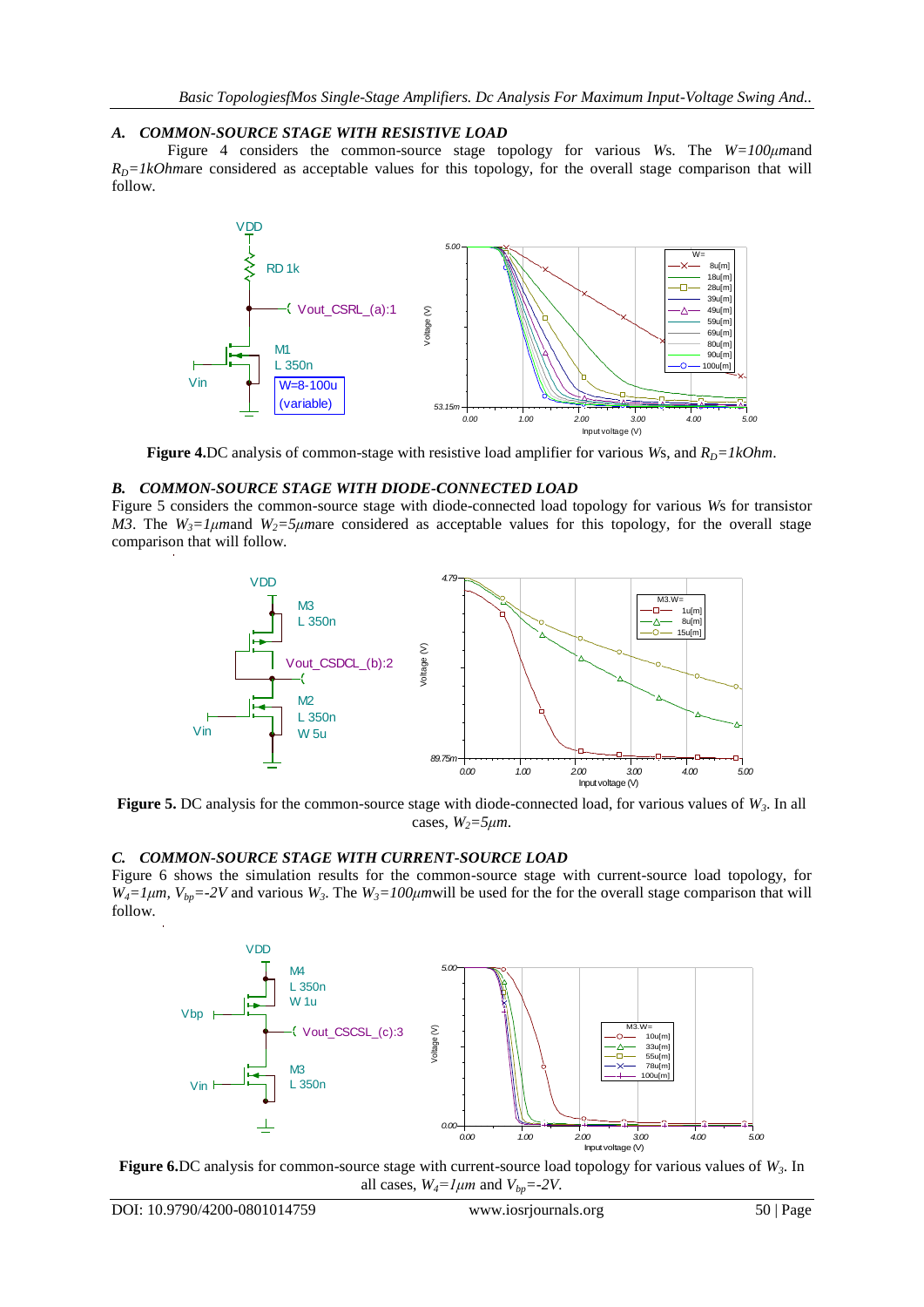### A. COMMON-SOURCE STAGE WITH RESISTIVE LOAD

Figure 4 considers the common-source stage topology for various *W*s. The $W=100\mu m$ and $R_D=1kOhm$ are considered as acceptable values for this topology, for the overall stage comparison that will follow.

**Figure 4.** DC analysis of common-stage with resistive load amplifier for various *W*s, and $R_D=1kOhm$.

### B. COMMON-SOURCE STAGE WITH DIODE-CONNECTED LOAD

Figure 5 considers the common-source stage with diode-connected load topology for various *W*s for transistor *M3*. The $W_3=1\mu m$ and $W_2=5\mu m$ are considered as acceptable values for this topology, for the overall stage comparison that will follow.

**Figure 5.** DC analysis for the common-source stage with diode-connected load, for various values of $W_3$. In all cases, $W_2=5\mu m$.

### C. COMMON-SOURCE STAGE WITH CURRENT-SOURCE LOAD

Figure 6 shows the simulation results for the common-source stage with current-source load topology, for $W_4=1\mu m$, $V_{bp}=-2V$ and various $W_3$. The $W_3=100\mu m$ will be used for the for the overall stage comparison that will follow.

**Figure 6.** DC analysis for common-source stage with current-source load topology for various values of $W_3$. In all cases, $W_4=1\mu m$ and $V_{bp}=-2V$.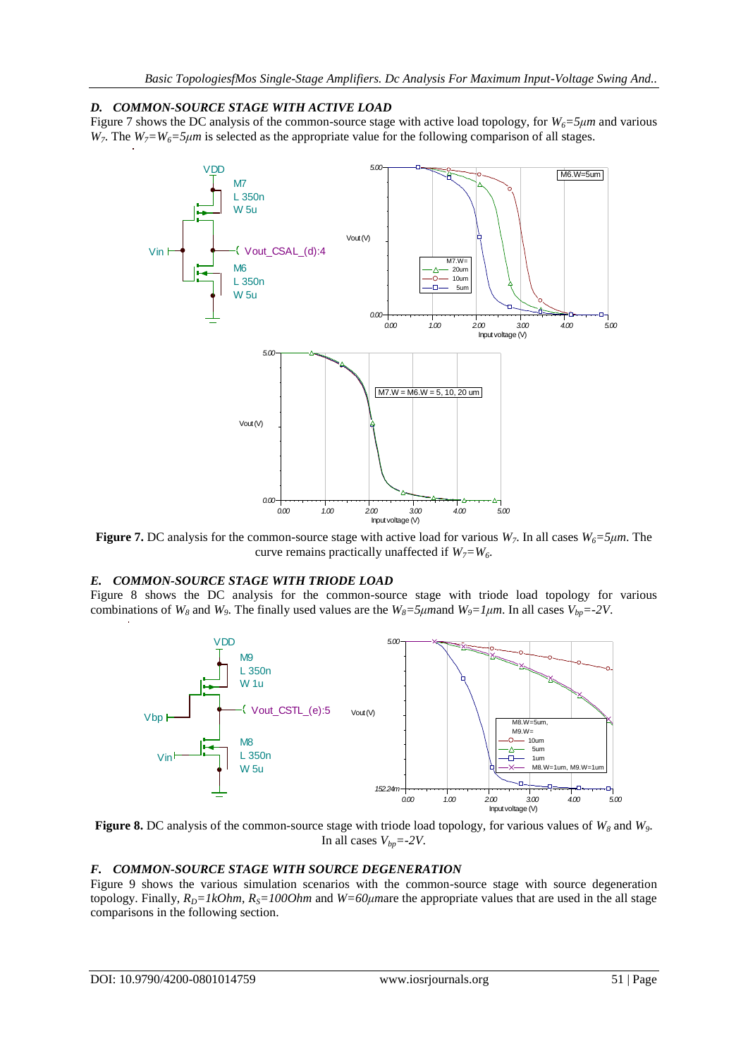### D. COMMON-SOURCE STAGE WITH ACTIVE LOAD

Figure 7 shows the DC analysis of the common-source stage with active load topology, for $W_6=5\mu m$ and various $W_7$. The $W_7=W_6=5\mu m$ is selected as the appropriate value for the following comparison of all stages.

**Figure 7.** DC analysis for the common-source stage with active load for various $W_7$. In all cases $W_6=5\mu m$. The curve remains practically unaffected if $W_7=W_6$.

### E. COMMON-SOURCE STAGE WITH TRIODE LOAD

Figure 8 shows the DC analysis for the common-source stage with triode load topology for various combinations of $W_8$ and $W_9$. The finally used values are the $W_8=5\mu m$and $W_9=1\mu m$. In all cases $V_{bp}=-2V$.

**Figure 8.** DC analysis of the common-source stage with triode load topology, for various values of $W_8$ and $W_9$. In all cases $V_{bp}=-2V$.

### F. COMMON-SOURCE STAGE WITH SOURCE DEGENERATION

Figure 9 shows the various simulation scenarios with the common-source stage with source degeneration topology. Finally, $R_D=1kOhm$, $R_S=100Ohm$ and $W=60\mu m$are the appropriate values that are used in the all stage comparisons in the following section.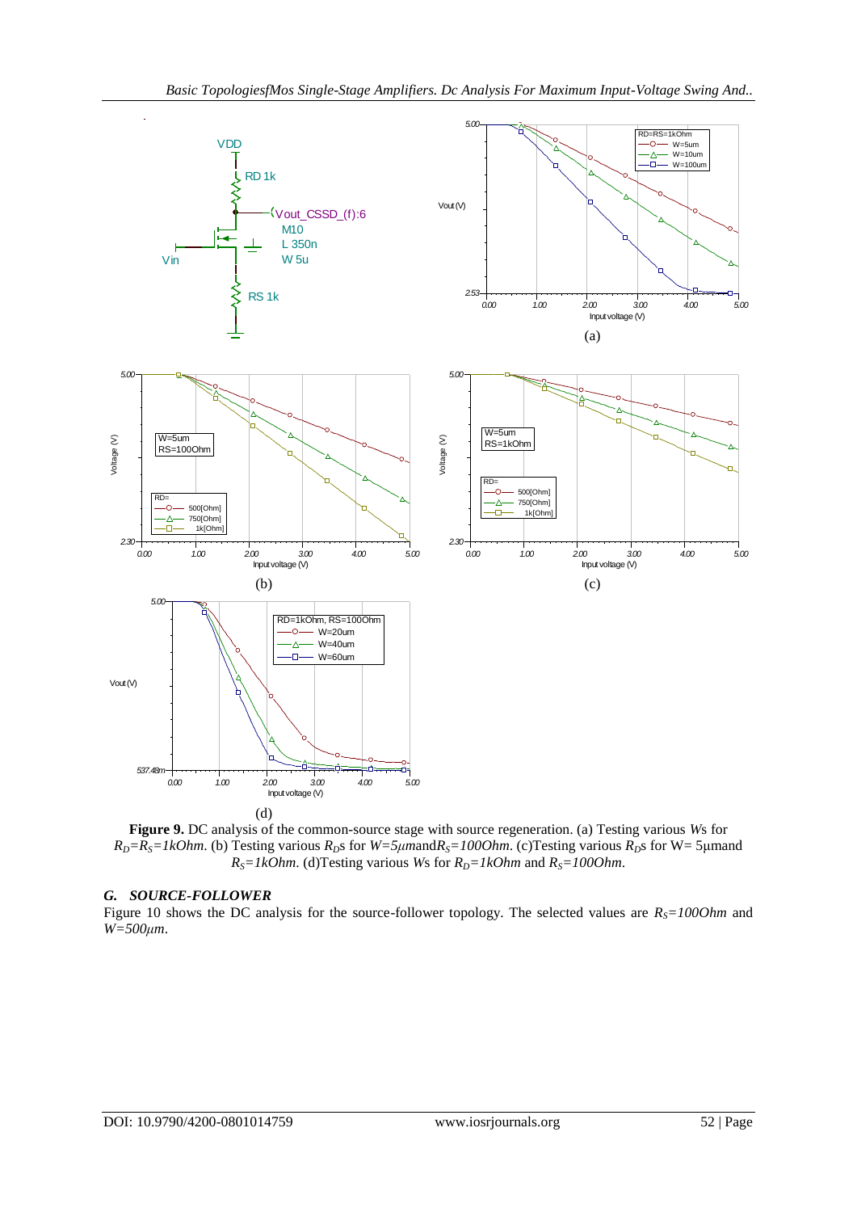**Figure 9.** DC analysis of the common-source stage with source regeneration. (a) Testing various *W*s for $R_D=R_S=1kOhm$. (b) Testing various $R_D$s for $W=5\mu m$ and $R_S=100Ohm$. (c)Testing various $R_D$s for W= 5μmand $R_S=1kOhm$. (d)Testing various *W*s for $R_D=1kOhm$ and $R_S=100Ohm$.

### *G. SOURCE-FOLLOWER*

Figure 10 shows the DC analysis for the source-follower topology. The selected values are $R_S=100Ohm$ and $W=500\mu m$.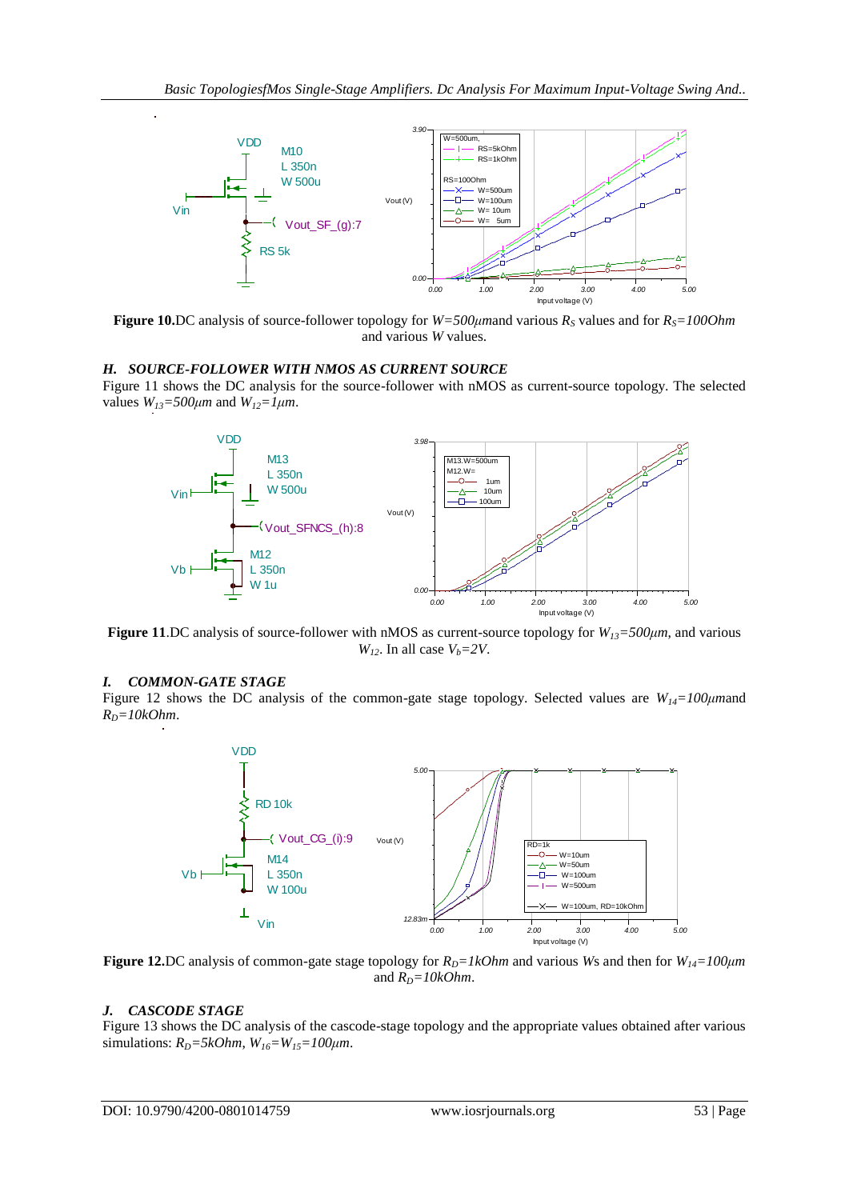**Figure 10.**DC analysis of source-follower topology for $W=500\mu m$and various $R_S$ values and for $R_S=100Ohm$ and various $W$ values.

### *H. SOURCE-FOLLOWER WITH NMOS AS CURRENT SOURCE*

Figure 11 shows the DC analysis for the source-follower with nMOS as current-source topology. The selected values $W_{13}=500\mu m$ and $W_{12}=1\mu m$.

**Figure 11**.DC analysis of source-follower with nMOS as current-source topology for $W_{13}=500\mu m$, and various $W_{12}$. In all case $V_b=2V$.

### *I. COMMON-GATE STAGE*

Figure 12 shows the DC analysis of the common-gate stage topology. Selected values are $W_{14}=100\mu m$and $R_D=10kOhm$.

**Figure 12.**DC analysis of common-gate stage topology for $R_D=1kOhm$ and various $W$s and then for $W_{14}=100\mu m$ and $R_D=10kOhm$.

### *J. CASCODE STAGE*

Figure 13 shows the DC analysis of the cascode-stage topology and the appropriate values obtained after various simulations: $R_D=5kOhm$, $W_{16}=W_{15}=100\mu m$.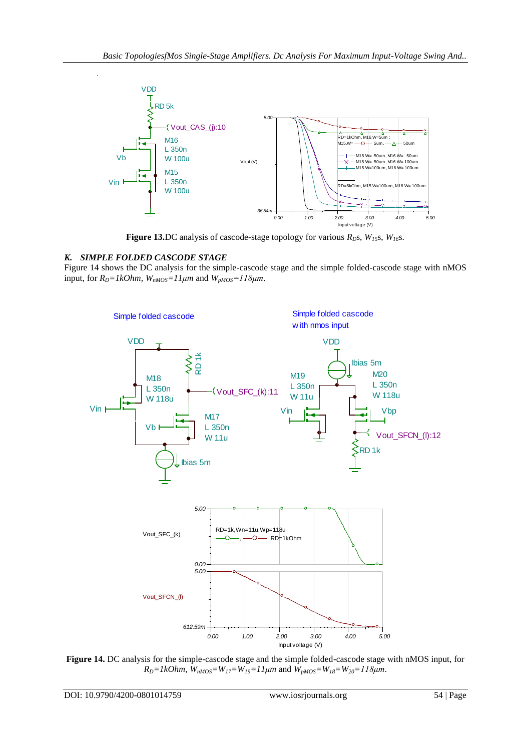**Figure 13.**DC analysis of cascode-stage topology for various $R_D$s, $W_{15}$s, $W_{16}$s.

### *K. SIMPLE FOLDED CASCODE STAGE*

Figure 14 shows the DC analysis for the simple-cascode stage and the simple folded-cascode stage with nMOS input, for $R_D$=1kOhm, $W_{nMOS}$=11μm and $W_{pMOS}$=118μm.

**Figure 14.** DC analysis for the simple-cascode stage and the simple folded-cascode stage with nMOS input, for $R_D$=1kOhm, $W_{nMOS}=W_{17}=W_{19}=11\mu m$ and $W_{pMOS}=W_{18}=W_{20}=118\mu m$.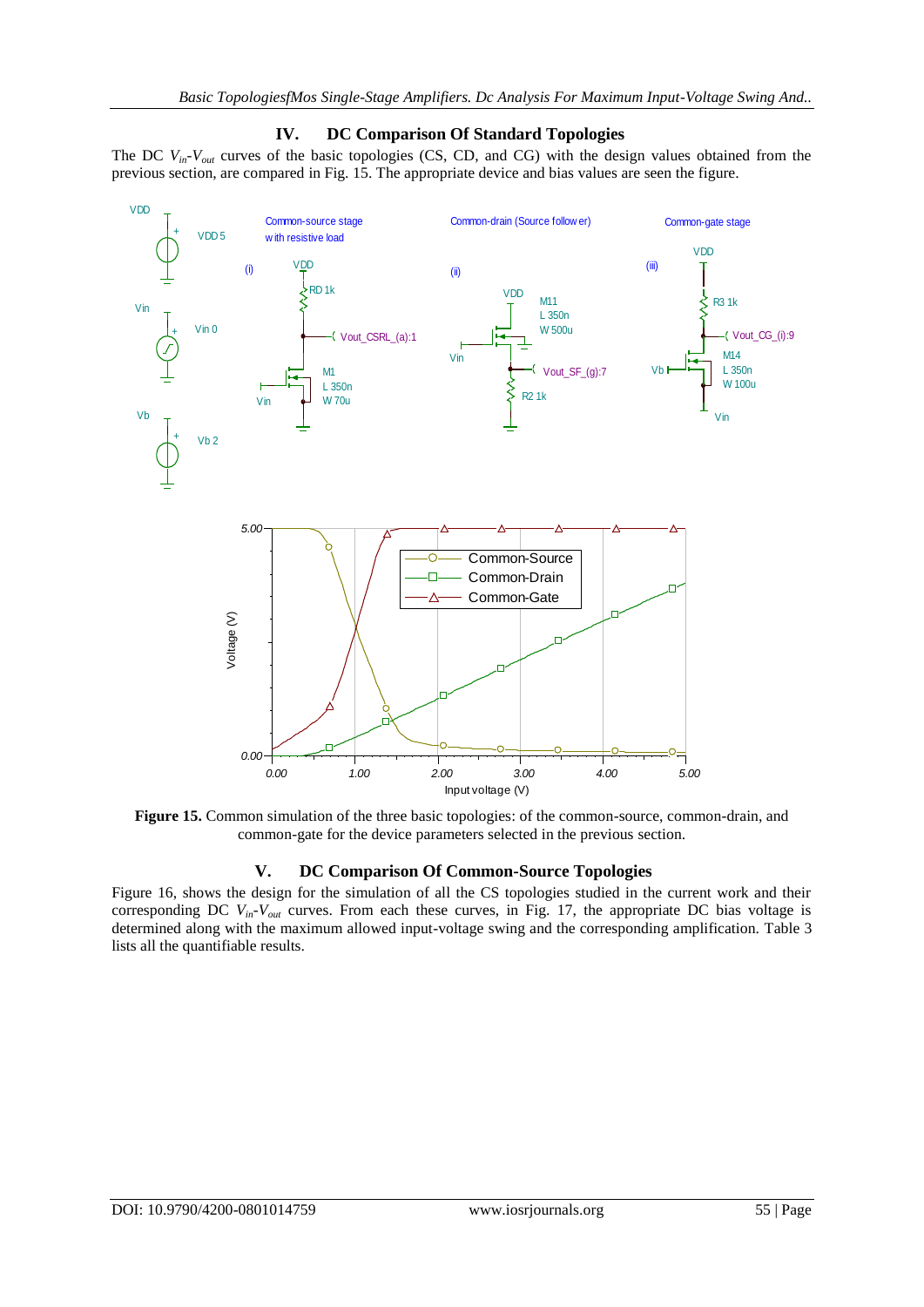## IV. DC Comparison Of Standard Topologies

The DC $V_{in}$-$V_{out}$ curves of the basic topologies (CS, CD, and CG) with the design values obtained from the previous section, are compared in Fig. 15. The appropriate device and bias values are seen the figure.

**Figure 15.** Common simulation of the three basic topologies: of the common-source, common-drain, and common-gate for the device parameters selected in the previous section.

## V. DC Comparison Of Common-Source Topologies

Figure 16, shows the design for the simulation of all the CS topologies studied in the current work and their corresponding DC $V_{in}$-$V_{out}$ curves. From each these curves, in Fig. 17, the appropriate DC bias voltage is determined along with the maximum allowed input-voltage swing and the corresponding amplification. Table 3 lists all the quantifiable results.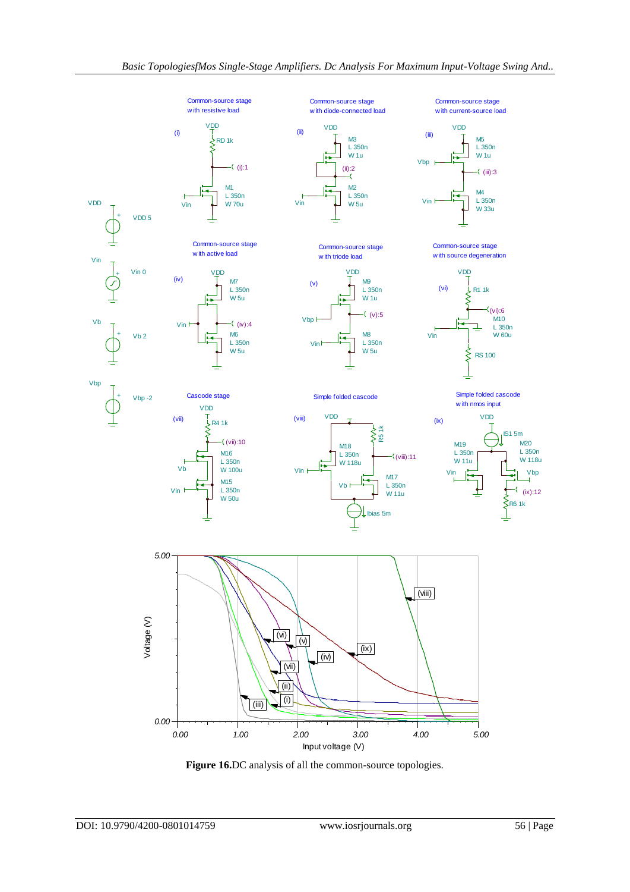**Figure 16.**DC analysis of all the common-source topologies.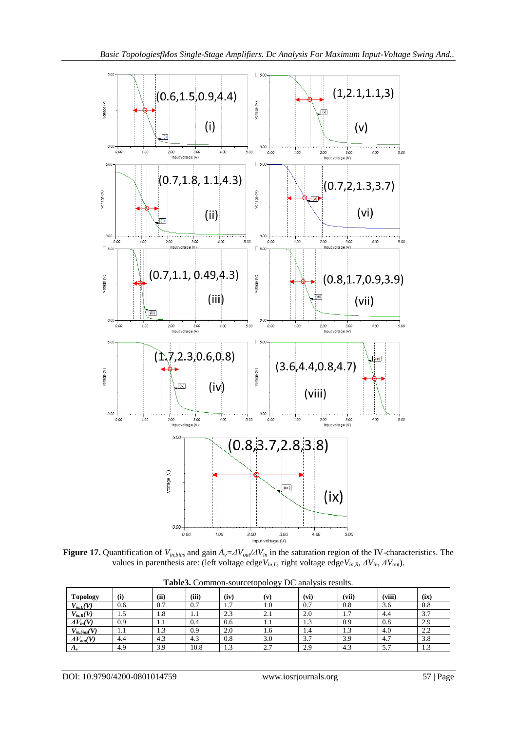**Figure 17.** Quantification of $V_{in,bias}$ and gain $A_v=\Delta V_{out}/\Delta V_{in}$ in the saturation region of the IV-characteristics. The values in parenthesis are: (left voltage edge $V_{in,L}$, right voltage edge $V_{in,R}$, $\Delta V_{in}$, $\Delta V_{out}$).

**Table3.** Common-sourcetopology DC analysis results.

| Topology | (i) | (ii) | (iii) | (iv) | (v) | (vi) | (vii) | (viii) | (ix) |
|---|---|---|---|---|---|---|---|---|---|
| $V_{in,L}(V)$ | 0.6 | 0.7 | 0.7 | 1.7 | 1.0 | 0.7 | 0.8 | 3.6 | 0.8 |
| $V_{in,R}(V)$ | 1.5 | 1.8 | 1.1 | 2.3 | 2.1 | 2.0 | 1.7 | 4.4 | 3.7 |
| $\Delta V_{in}(V)$ | 0.9 | 1.1 | 0.4 | 0.6 | 1.1 | 1.3 | 0.9 | 0.8 | 2.9 |
| $V_{in,bias}(V)$ | 1.1 | 1.3 | 0.9 | 2.0 | 1.6 | 1.4 | 1.3 | 4.0 | 2.2 |
| $\Delta V_{out}(V)$ | 4.4 | 4.3 | 4.3 | 0.8 | 3.0 | 3.7 | 3.9 | 4.7 | 3.8 |
| $A_v$ | 4.9 | 3.9 | 10.8 | 1.3 | 2.7 | 2.9 | 4.3 | 5.7 | 1.3 |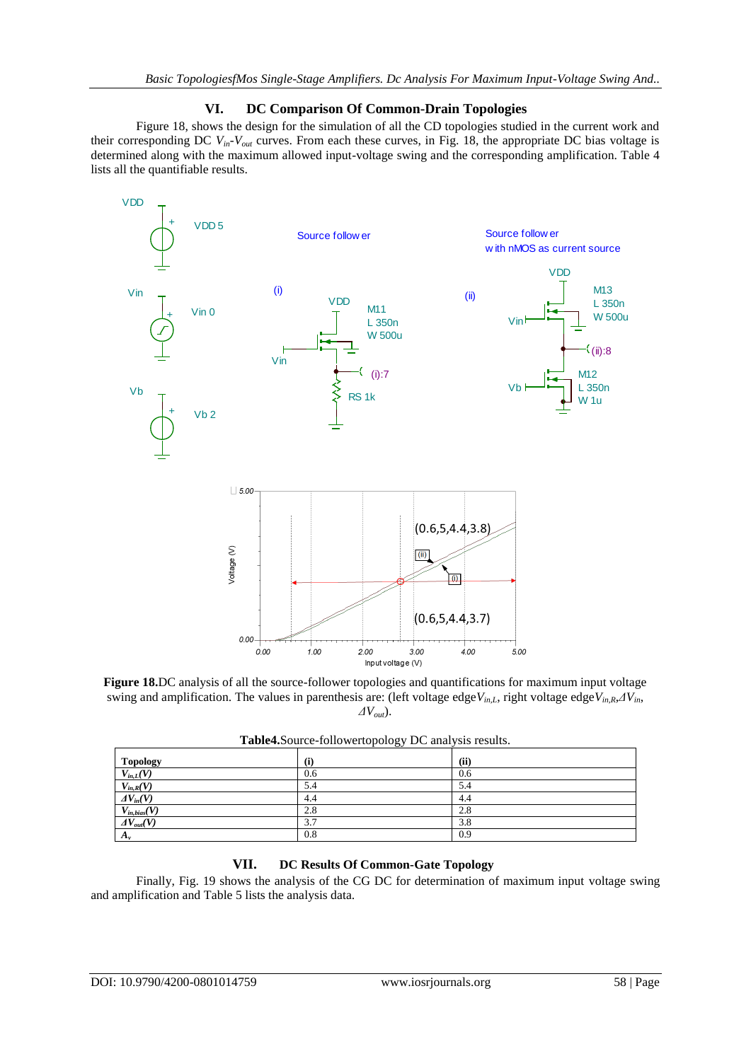## VI. DC Comparison Of Common-Drain Topologies

Figure 18, shows the design for the simulation of all the CD topologies studied in the current work and their corresponding DC $V_{in}$-$V_{out}$ curves. From each these curves, in Fig. 18, the appropriate DC bias voltage is determined along with the maximum allowed input-voltage swing and the corresponding amplification. Table 4 lists all the quantifiable results.

**Figure 18.** DC analysis of all the source-follower topologies and quantifications for maximum input voltage swing and amplification. The values in parenthesis are: (left voltage edge $V_{in,L}$, right voltage edge $V_{in,R}$, $\Delta V_{in}$, $\Delta V_{out}$).

**Table4.** Source-followertopology DC analysis results.

| Topology | (i) | (ii) |
|---|---|---|
| $V_{in,L}(V)$ | 0.6 | 0.6 |
| $V_{in,R}(V)$ | 5.4 | 5.4 |
| $\Delta V_{in}(V)$ | 4.4 | 4.4 |
| $V_{in,bias}(V)$ | 2.8 | 2.8 |
| $\Delta V_{out}(V)$ | 3.7 | 3.8 |
| $A_v$ | 0.8 | 0.9 |

## VII. DC Results Of Common-Gate Topology

Finally, Fig. 19 shows the analysis of the CG DC for determination of maximum input voltage swing and amplification and Table 5 lists the analysis data.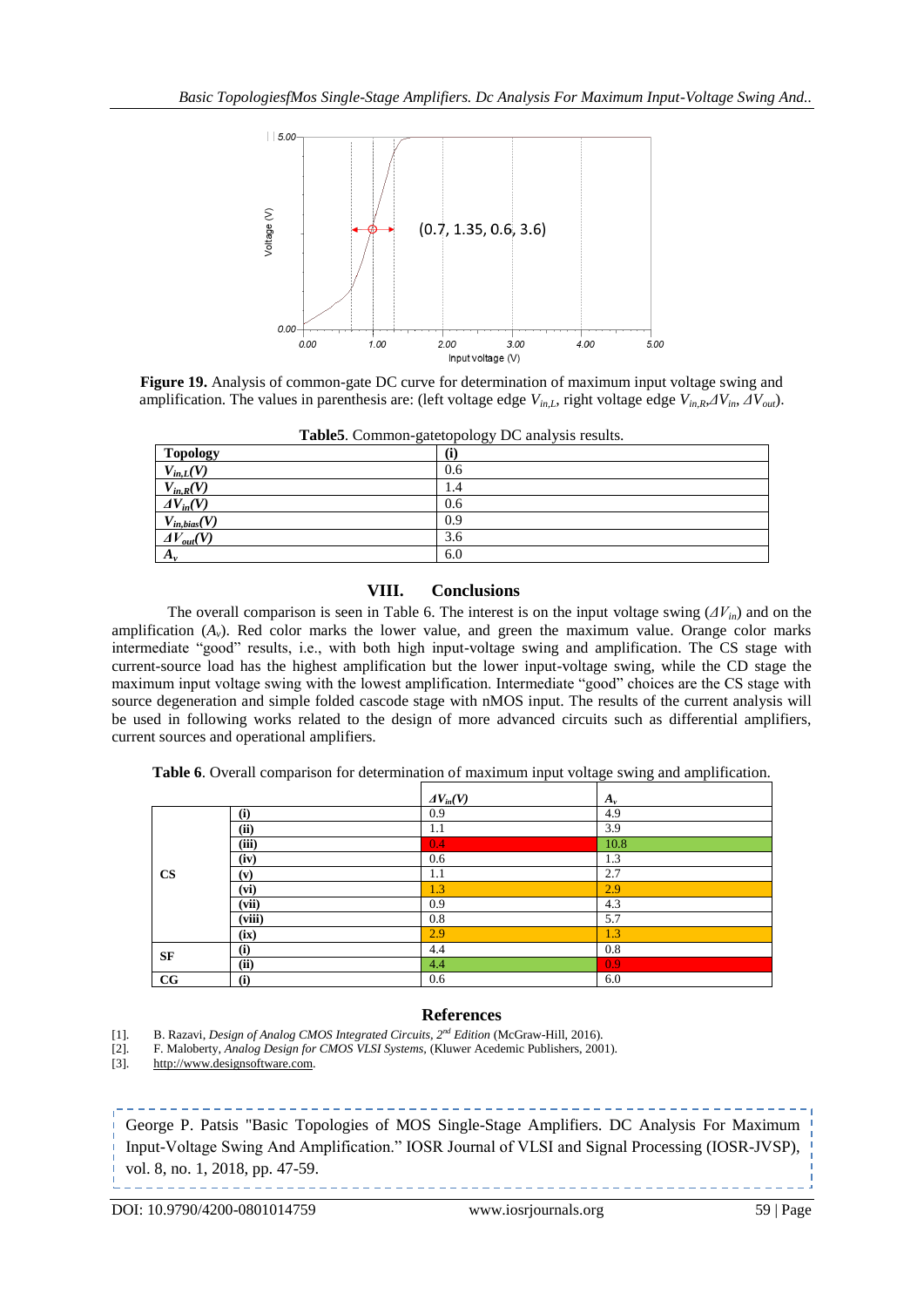5.00

0.00

Voltage (V)

(0.7, 1.35, 0.6, 3.6)

0.00 1.00 2.00 3.00 4.00 5.00

Input voltage (V)

**Figure 19.** Analysis of common-gate DC curve for determination of maximum input voltage swing and amplification. The values in parenthesis are: (left voltage edge $V_{in,L}$, right voltage edge $V_{in,R}$, $\Delta V_{in}$, $\Delta V_{out}$).

**Table5**. Common-gatetopology DC analysis results.

| **Topology** | **(i)** |
|---|---|
| $V_{in,L}(V)$ | 0.6 |
| $V_{in,R}(V)$ | 1.4 |
| $\Delta V_{in}(V)$ | 0.6 |
| $V_{in,bias}(V)$ | 0.9 |
| $\Delta V_{out}(V)$ | 3.6 |
| $A_v$ | 6.0 |

## VIII. Conclusions

The overall comparison is seen in Table 6. The interest is on the input voltage swing ($\Delta V_{in}$) and on the amplification ($A_v$). Red color marks the lower value, and green the maximum value. Orange color marks intermediate "good" results, i.e., with both high input-voltage swing and amplification. The CS stage with current-source load has the highest amplification but the lower input-voltage swing, while the CD stage the maximum input voltage swing with the lowest amplification. Intermediate "good" choices are the CS stage with source degeneration and simple folded cascode stage with nMOS input. The results of the current analysis will be used in following works related to the design of more advanced circuits such as differential amplifiers, current sources and operational amplifiers.

**Table 6**. Overall comparison for determination of maximum input voltage swing and amplification.

| | | $\Delta V_{in}(V)$ | $A_v$ |
|---|---|---|---|
| **CS** | **(i)** | 0.9 | 4.9 |
| | **(ii)** | 1.1 | 3.9 |
| | **(iii)** | 0.4 | 10.8 |
| | **(iv)** | 0.6 | 1.3 |
| | **(v)** | 1.1 | 2.7 |
| | **(vi)** | 1.3 | 2.9 |
| | **(vii)** | 0.9 | 4.3 |
| | **(viii)** | 0.8 | 5.7 |
| | **(ix)** | 2.9 | 1.3 |
| **SF** | **(i)** | 4.4 | 0.8 |
| | **(ii)** | 4.4 | 0.9 |
| **CG** | **(i)** | 0.6 | 6.0 |

## References

[1]. B. Razavi, *Design of Analog CMOS Integrated Circuits, 2nd Edition* (McGraw-Hill, 2016).

[2]. F. Maloberty, *Analog Design for CMOS VLSI Systems*, (Kluwer Acedemic Publishers, 2001).

[3]. http://www.designsoftware.com.

George P. Patsis "Basic Topologies of MOS Single-Stage Amplifiers. DC Analysis For Maximum Input-Voltage Swing And Amplification." IOSR Journal of VLSI and Signal Processing (IOSR-JVSP), vol. 8, no. 1, 2018, pp. 47-59.